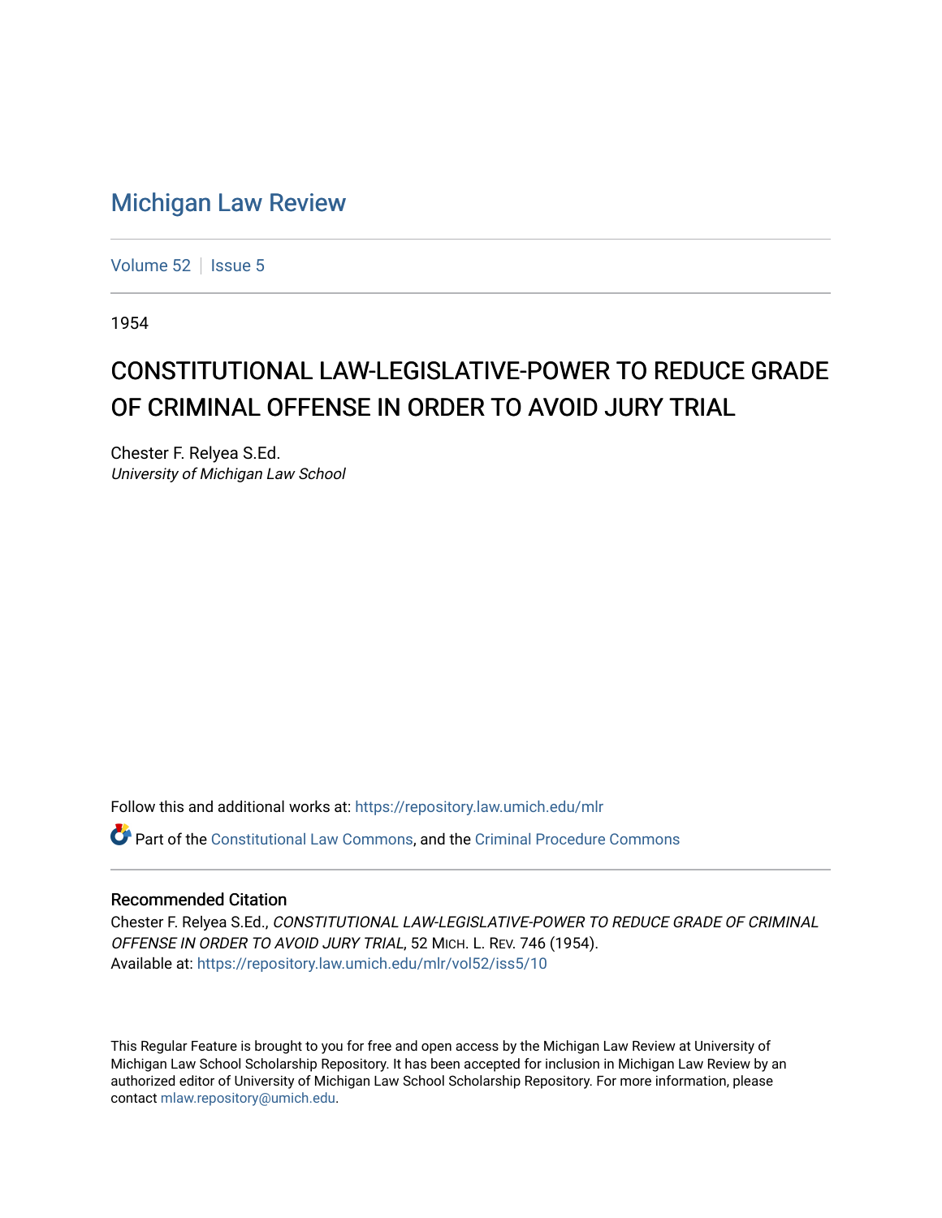# Michigan Law Review

Volume 52 | Issue 5

1954

## CONSTITUTIONAL LAW-LEGISLATIVE-POWER TO REDUCE GRADE OF CRIMINAL OFFENSE IN ORDER TO AVOID JURY TRIAL

Chester F. Relyea S.Ed.
*University of Michigan Law School*

Follow this and additional works at: https://repository.law.umich.edu/mlr

Part of the Constitutional Law Commons, and the Criminal Procedure Commons

### Recommended Citation

Chester F. Relyea S.Ed., *CONSTITUTIONAL LAW-LEGISLATIVE-POWER TO REDUCE GRADE OF CRIMINAL OFFENSE IN ORDER TO AVOID JURY TRIAL*, 52 MICH. L. REV. 746 (1954).
Available at: https://repository.law.umich.edu/mlr/vol52/iss5/10

This Regular Feature is brought to you for free and open access by the Michigan Law Review at University of Michigan Law School Scholarship Repository. It has been accepted for inclusion in Michigan Law Review by an authorized editor of University of Michigan Law School Scholarship Repository. For more information, please contact mlaw.repository@umich.edu.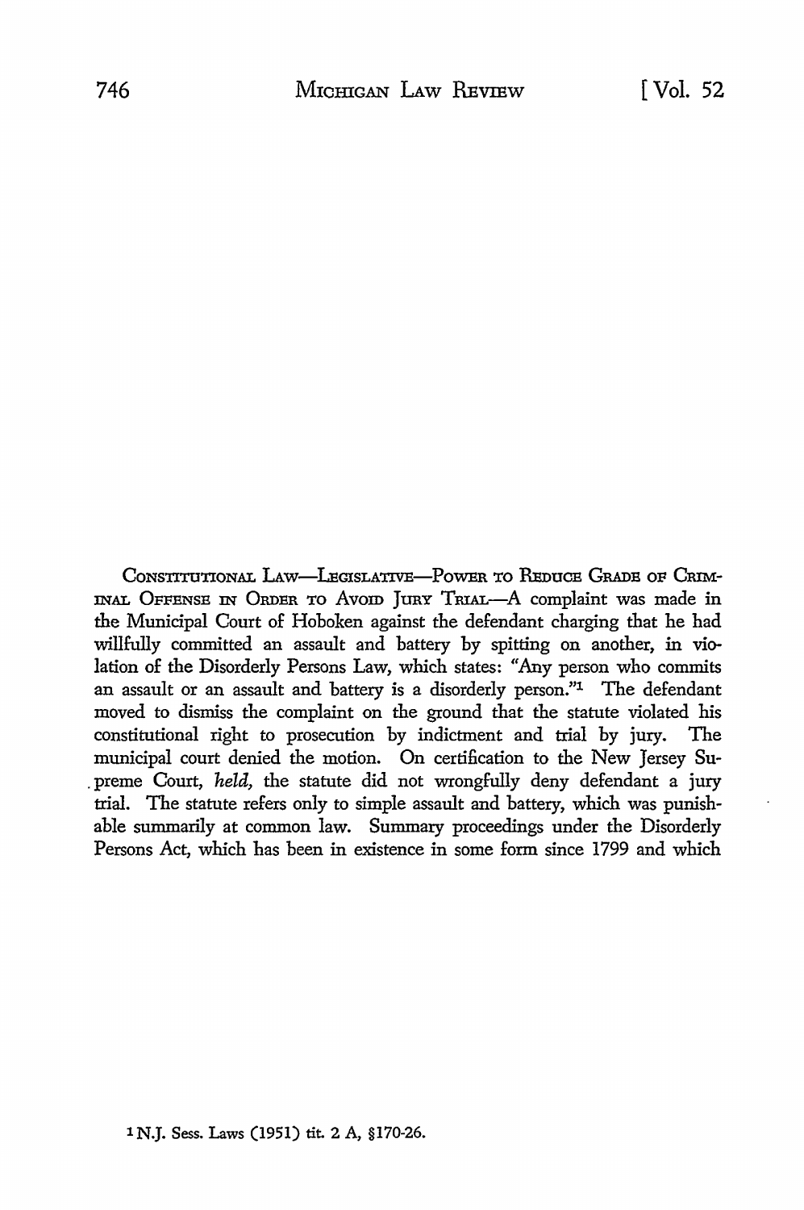CONSTITUTIONAL LAW—LEGISLATIVE—POWER TO REDUCE GRADE OF CRIMINAL OFFENSE IN ORDER TO AVOID JURY TRIAL—A complaint was made in the Municipal Court of Hoboken against the defendant charging that he had willfully committed an assault and battery by spitting on another, in violation of the Disorderly Persons Law, which states: "Any person who commits an assault or an assault and battery is a disorderly person."[1] The defendant moved to dismiss the complaint on the ground that the statute violated his constitutional right to prosecution by indictment and trial by jury. The municipal court denied the motion. On certification to the New Jersey Supreme Court, *held,* the statute did not wrongfully deny defendant a jury trial. The statute refers only to simple assault and battery, which was punishable summarily at common law. Summary proceedings under the Disorderly Persons Act, which has been in existence in some form since 1799 and which

[1] N.J. Sess. Laws (1951) tit. 2 A, §170-26.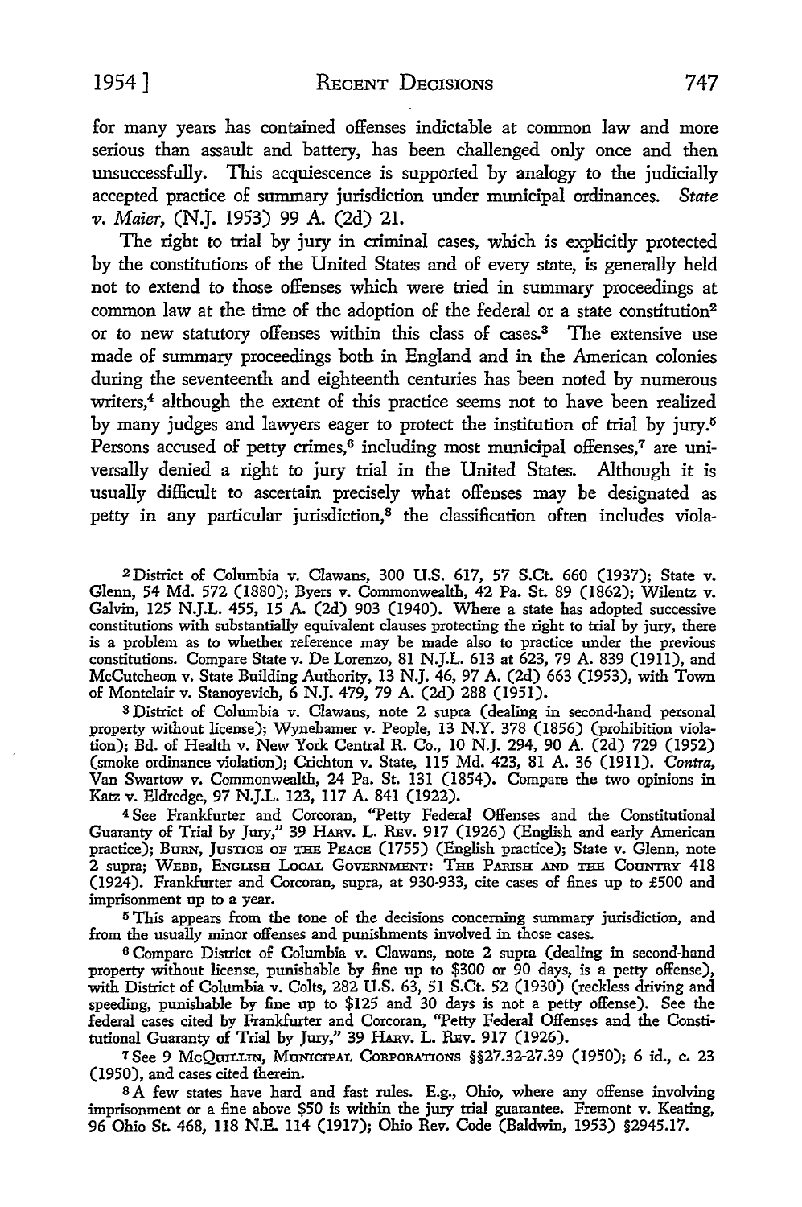for many years has contained offenses indictable at common law and more serious than assault and battery, has been challenged only once and then unsuccessfully. This acquiescence is supported by analogy to the judicially accepted practice of summary jurisdiction under municipal ordinances. *State v. Maier*, (N.J. 1953) 99 A. (2d) 21.

The right to trial by jury in criminal cases, which is explicitly protected by the constitutions of the United States and of every state, is generally held not to extend to those offenses which were tried in summary proceedings at common law at the time of the adoption of the federal or a state constitution[2] or to new statutory offenses within this class of cases.[3] The extensive use made of summary proceedings both in England and in the American colonies during the seventeenth and eighteenth centuries has been noted by numerous writers,[4] although the extent of this practice seems not to have been realized by many judges and lawyers eager to protect the institution of trial by jury.[5] Persons accused of petty crimes,[6] including most municipal offenses,[7] are universally denied a right to jury trial in the United States. Although it is usually difficult to ascertain precisely what offenses may be designated as petty in any particular jurisdiction,[8] the classification often includes viola-

---

[2] District of Columbia v. Clawans, 300 U.S. 617, 57 S.Ct. 660 (1937); State v. Glenn, 54 Md. 572 (1880); Byers v. Commonwealth, 42 Pa. St. 89 (1862); Wilentz v. Galvin, 125 N.J.L. 455, 15 A. (2d) 903 (1940). Where a state has adopted successive constitutions with substantially equivalent clauses protecting the right to trial by jury, there is a problem as to whether reference may be made also to practice under the previous constitutions. Compare State v. De Lorenzo, 81 N.J.L. 613 at 623, 79 A. 839 (1911), and McCutcheon v. State Building Authority, 13 N.J. 46, 97 A. (2d) 663 (1953), with Town of Montclair v. Stanoyevich, 6 N.J. 479, 79 A. (2d) 288 (1951).

[3] District of Columbia v. Clawans, note 2 supra (dealing in second-hand personal property without license); Wynehamer v. People, 13 N.Y. 378 (1856) (prohibition violation); Bd. of Health v. New York Central R. Co., 10 N.J. 294, 90 A. (2d) 729 (1952) (smoke ordinance violation); Crichton v. State, 115 Md. 423, 81 A. 36 (1911). *Contra*, Van Swartow v. Commonwealth, 24 Pa. St. 131 (1854). Compare the two opinions in Katz v. Eldredge, 97 N.J.L. 123, 117 A. 841 (1922).

[4] See Frankfurter and Corcoran, "Petty Federal Offenses and the Constitutional Guaranty of Trial by Jury," 39 HARV. L. REV. 917 (1926) (English and early American practice); BURN, JUSTICE OF THE PEACE (1755) (English practice); State v. Glenn, note 2 supra; WEBB, ENGLISH LOCAL GOVERNMENT: THE PARISH AND THE COUNTRY 418 (1924). Frankfurter and Corcoran, supra, at 930-933, cite cases of fines up to £500 and imprisonment up to a year.

[5] This appears from the tone of the decisions concerning summary jurisdiction, and from the usually minor offenses and punishments involved in those cases.

[6] Compare District of Columbia v. Clawans, note 2 supra (dealing in second-hand property without license, punishable by fine up to $300 or 90 days, is a petty offense), with District of Columbia v. Colts, 282 U.S. 63, 51 S.Ct. 52 (1930) (reckless driving and speeding, punishable by fine up to $125 and 30 days is not a petty offense). See the federal cases cited by Frankfurter and Corcoran, "Petty Federal Offenses and the Constitutional Guaranty of Trial by Jury," 39 HARV. L. REV. 917 (1926).

[7] See 9 MCQUILLIN, MUNICIPAL CORPORATIONS §§27.32-27.39 (1950); 6 id., c. 23 (1950), and cases cited therein.

[8] A few states have hard and fast rules. E.g., Ohio, where any offense involving imprisonment or a fine above $50 is within the jury trial guarantee. Fremont v. Keating, 96 Ohio St. 468, 118 N.E. 114 (1917); Ohio Rev. Code (Baldwin, 1953) §2945.17.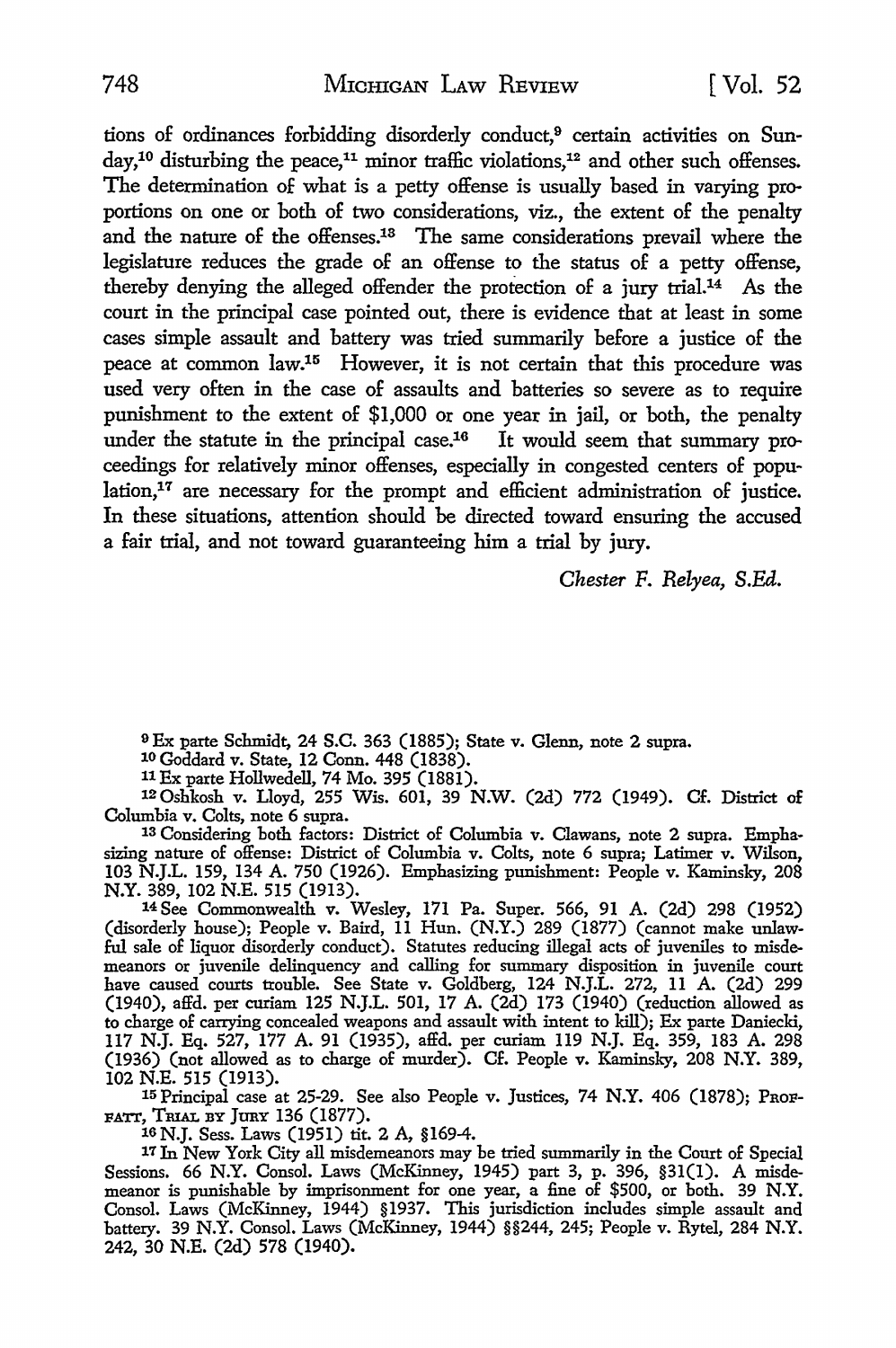tions of ordinances forbidding disorderly conduct,[9] certain activities on Sunday,[10] disturbing the peace,[11] minor traffic violations,[12] and other such offenses. The determination of what is a petty offense is usually based in varying proportions on one or both of two considerations, viz., the extent of the penalty and the nature of the offenses.[13] The same considerations prevail where the legislature reduces the grade of an offense to the status of a petty offense, thereby denying the alleged offender the protection of a jury trial.[14] As the court in the principal case pointed out, there is evidence that at least in some cases simple assault and battery was tried summarily before a justice of the peace at common law.[15] However, it is not certain that this procedure was used very often in the case of assaults and batteries so severe as to require punishment to the extent of $1,000 or one year in jail, or both, the penalty under the statute in the principal case.[16] It would seem that summary proceedings for relatively minor offenses, especially in congested centers of population,[17] are necessary for the prompt and efficient administration of justice. In these situations, attention should be directed toward ensuring the accused a fair trial, and not toward guaranteeing him a trial by jury.

*Chester F. Relyea, S.Ed.*

---

9 Ex parte Schmidt, 24 S.C. 363 (1885); State v. Glenn, note 2 supra.

10 Goddard v. State, 12 Conn. 448 (1838).

11 Ex parte Hollwedell, 74 Mo. 395 (1881).

12 Oshkosh v. Lloyd, 255 Wis. 601, 39 N.W. (2d) 772 (1949). Cf. District of Columbia v. Colts, note 6 supra.

13 Considering both factors: District of Columbia v. Clawans, note 2 supra. Emphasizing nature of offense: District of Columbia v. Colts, note 6 supra; Latimer v. Wilson, 103 N.J.L. 159, 134 A. 750 (1926). Emphasizing punishment: People v. Kaminsky, 208 N.Y. 389, 102 N.E. 515 (1913).

14 See Commonwealth v. Wesley, 171 Pa. Super. 566, 91 A. (2d) 298 (1952) (disorderly house); People v. Baird, 11 Hun. (N.Y.) 289 (1877) (cannot make unlawful sale of liquor disorderly conduct). Statutes reducing illegal acts of juveniles to misdemeanors or juvenile delinquency and calling for summary disposition in juvenile court have caused courts trouble. See State v. Goldberg, 124 N.J.L. 272, 11 A. (2d) 299 (1940), affd. per curiam 125 N.J.L. 501, 17 A. (2d) 173 (1940) (reduction allowed as to charge of carrying concealed weapons and assault with intent to kill); Ex parte Daniecki, 117 N.J. Eq. 527, 177 A. 91 (1935), affd. per curiam 119 N.J. Eq. 359, 183 A. 298 (1936) (not allowed as to charge of murder). Cf. People v. Kaminsky, 208 N.Y. 389, 102 N.E. 515 (1913).

15 Principal case at 25-29. See also People v. Justices, 74 N.Y. 406 (1878); PROFFATT, TRIAL BY JURY 136 (1877).

16 N.J. Sess. Laws (1951) tit. 2 A, §169-4.

17 In New York City all misdemeanors may be tried summarily in the Court of Special Sessions. 66 N.Y. Consol. Laws (McKinney, 1945) part 3, p. 396, §31(1). A misdemeanor is punishable by imprisonment for one year, a fine of $500, or both. 39 N.Y. Consol. Laws (McKinney, 1944) §1937. This jurisdiction includes simple assault and battery. 39 N.Y. Consol. Laws (McKinney, 1944) §§244, 245; People v. Rytel, 284 N.Y. 242, 30 N.E. (2d) 578 (1940).